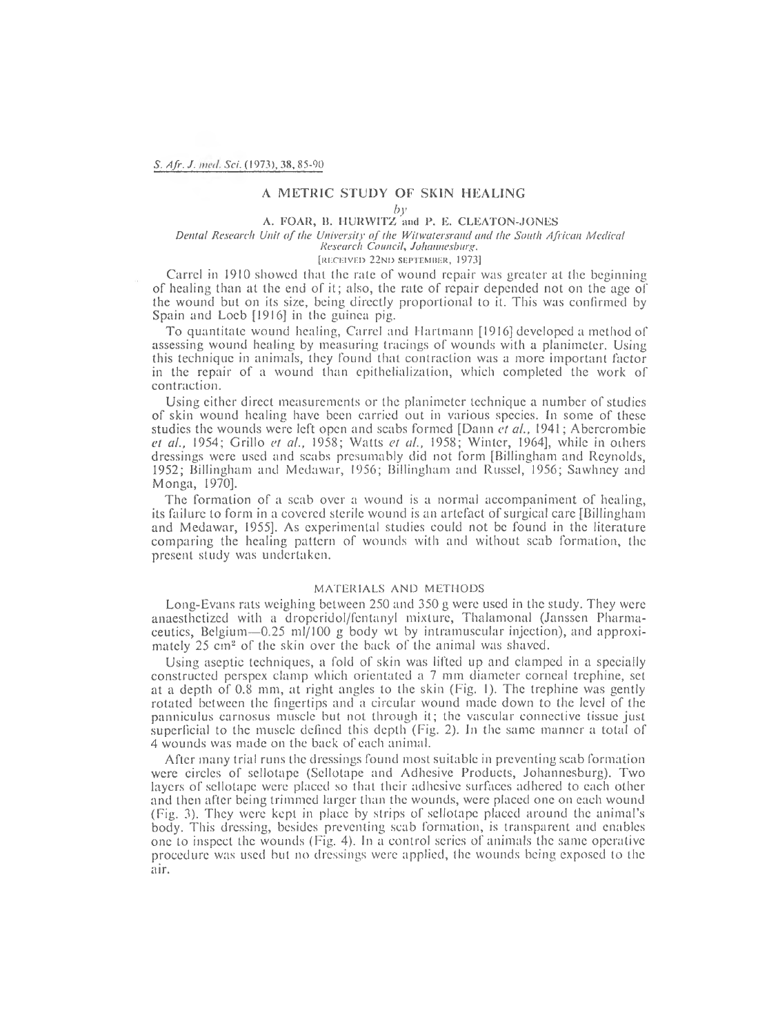S. Afr. J. med. Sci. (1973), 38, 85-90

# A METRIC STUDY OF SKIN HEALING

*by*

A. FOAR, B. HURWITZ and P. E. CLEATON-JONES

*Dental Research Unit of the University of the Witwatersrand and the South African Medical Research Council, Johannesburg.*

[RECEIVED 22ND SEPTEMBER, 1973]

Carrel in 1910 showed that the rate of wound repair was greater at the beginning of healing than at the end of it; also, the rate of repair depended not on the age of the wound but on its size, being directly proportional to it. This was confirmed by Spain and Loeb [1916] in the guinea pig.

To quantitate wound healing, Carrel and Hartmann [1916] developed a method of assessing wound healing by measuring tracings of wounds with a planimeter. Using this technique in animals, they found that contraction was a more important factor in the repair of a wound than epithelialization, which completed the work of contraction.

Using either direct measurements or the planimeter technique a number of studies of skin wound healing have been carried out in various species. In some of these studies the wounds were left open and scabs formed [Dann *et al.*, 1941; Abercrombie *et al.*, 1954; Grillo *et al.*, 1958; Watts *et al.*, 1958; Winter, 1964], while in others dressings were used and scabs presumably did not form [Billingham and Reynolds, 1952; Billingham and Medawar, 1956; Billingham and Russel, 1956; Sawhney and Monga, 1970].

The formation of a scab over a wound is a normal accompaniment of healing, its failure to form in a covered sterile wound is an artefact of surgical care [Billingham and Medawar, 1955]. As experimental studies could not be found in the literature comparing the healing pattern of wounds with and without scab formation, the present study was undertaken.

## MATERIALS AND METHODS

Long-Evans rats weighing between 250 and 350 g were used in the study. They were anaesthetized with a droperidol/fentanyl mixture, Thalamonal (Janssen Pharmaceutics, Belgium—0.25 ml/100 g body wt by intramuscular injection), and approximately 25 $cm^2$ of the skin over the back of the animal was shaved.

Using aseptic techniques, a fold of skin was lifted up and clamped in a specially constructed perspex clamp which orientated a 7 mm diameter corneal trephine, set at a depth of 0.8 mm, at right angles to the skin (Fig. 1). The trephine was gently rotated between the fingertips and a circular wound made down to the level of the panniculus carnosus muscle but not through it; the vascular connective tissue just superficial to the muscle defined this depth (Fig. 2). In the same manner a total of 4 wounds was made on the back of each animal.

After many trial runs the dressings found most suitable in preventing scab formation were circles of sellotape (Sellotape and Adhesive Products, Johannesburg). Two layers of sellotape were placed so that their adhesive surfaces adhered to each other and then after being trimmed larger than the wounds, were placed one on each wound (Fig. 3). They were kept in place by strips of sellotape placed around the animal's body. This dressing, besides preventing scab formation, is transparent and enables one to inspect the wounds (Fig. 4). In a control series of animals the same operative procedure was used but no dressings were applied, the wounds being exposed to the air.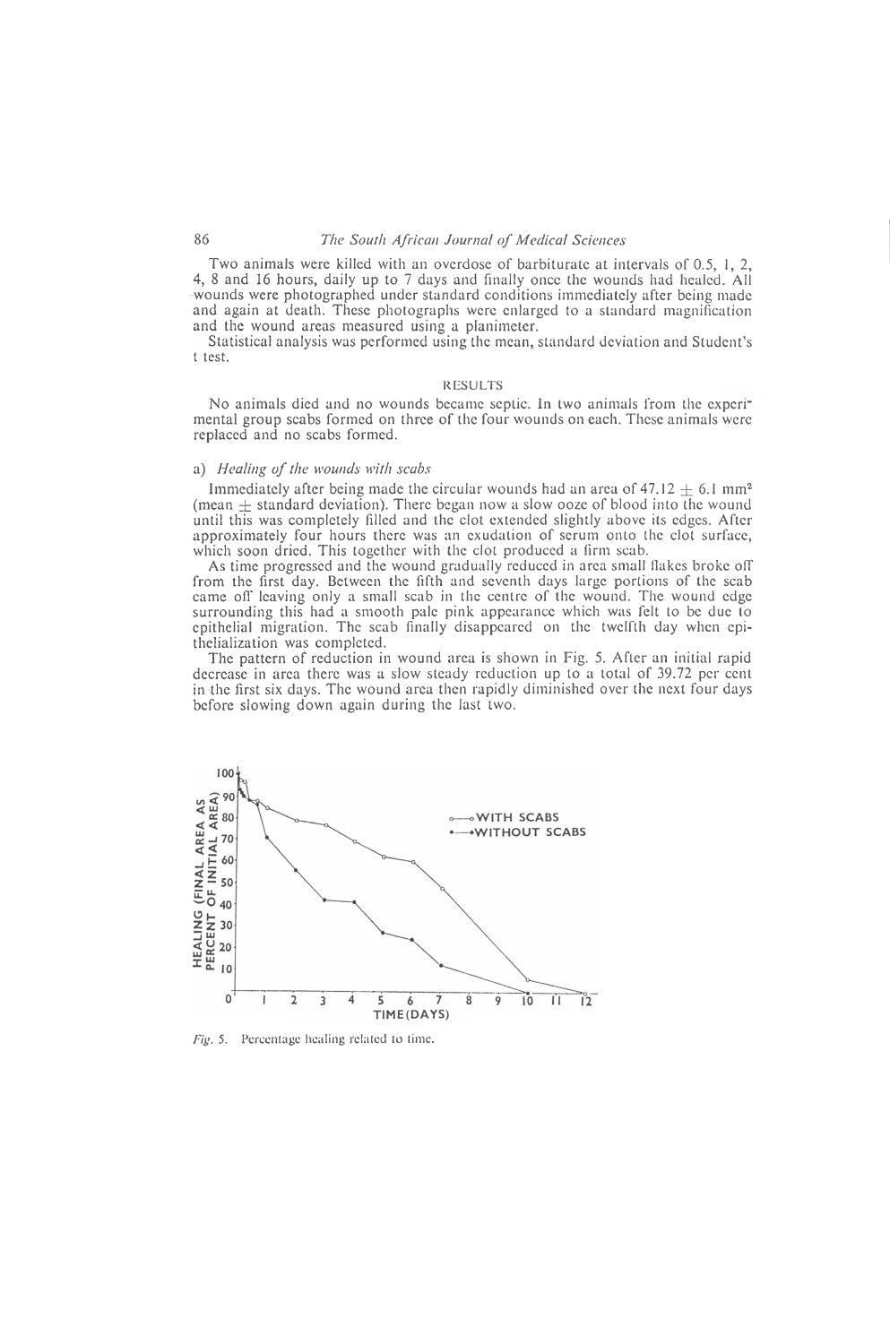Two animals were killed with an overdose of barbiturate at intervals of 0.5, 1, 2, 4, 8 and 16 hours, daily up to 7 days and finally once the wounds had healed. All wounds were photographed under standard conditions immediately after being made and again at death. These photographs were enlarged to a standard magnification and the wound areas measured using a planimeter.

Statistical analysis was performed using the mean, standard deviation and Student's t test.

## RESULTS

No animals died and no wounds became septic. In two animals from the experimental group scabs formed on three of the four wounds on each. These animals were replaced and no scabs formed.

### a) *Healing of the wounds with scabs*

Immediately after being made the circular wounds had an area of $47.12 \pm 6.1$ mm$^2$ (mean $\pm$ standard deviation). There began now a slow ooze of blood into the wound until this was completely filled and the clot extended slightly above its edges. After approximately four hours there was an exudation of serum onto the clot surface, which soon dried. This together with the clot produced a firm scab.

As time progressed and the wound gradually reduced in area small flakes broke off from the first day. Between the fifth and seventh days large portions of the scab came off leaving only a small scab in the centre of the wound. The wound edge surrounding this had a smooth pale pink appearance which was felt to be due to epithelial migration. The scab finally disappeared on the twelfth day when epithelialization was completed.

The pattern of reduction in wound area is shown in Fig. 5. After an initial rapid decrease in area there was a slow steady reduction up to a total of 39.72 per cent in the first six days. The wound area then rapidly diminished over the next four days before slowing down again during the last two.

HEALING (FINAL AREA AS PERCENT OF INITIAL AREA)
100
90
80
70
60
50
40
30
20
10
0
WITH SCABS
WITHOUT SCABS
1 2 3 4 5 6 7 8 9 10 11 12
TIME (DAYS)

*Fig. 5.* Percentage healing related to time.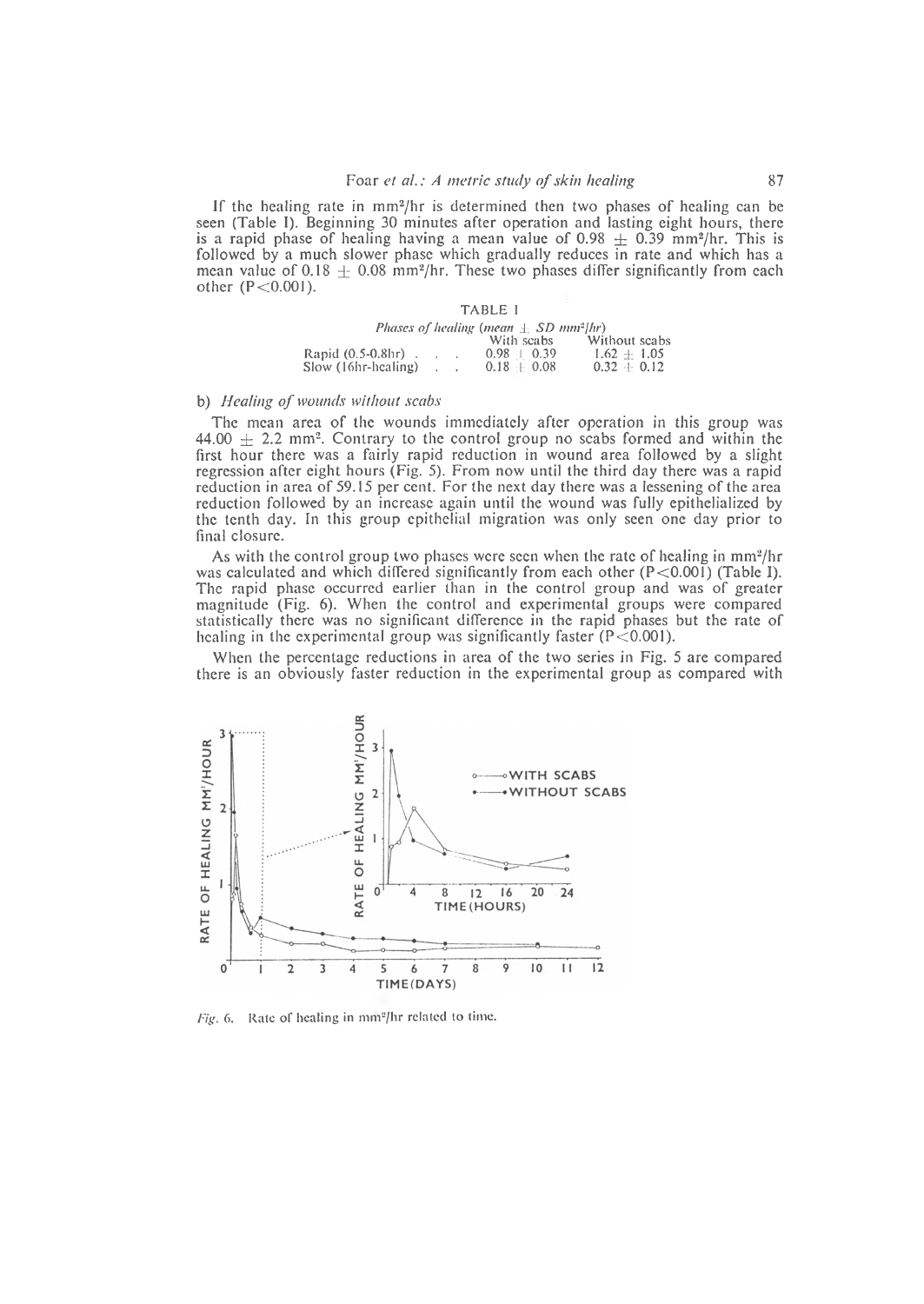If the healing rate in mm²/hr is determined then two phases of healing can be seen (Table I). Beginning 30 minutes after operation and lasting eight hours, there is a rapid phase of healing having a mean value of $0.98 \pm 0.39$ mm²/hr. This is followed by a much slower phase which gradually reduces in rate and which has a mean value of $0.18 \pm 0.08$ mm²/hr. These two phases differ significantly from each other ($P < 0.001$).

TABLE I

*Phases of healing (mean ± SD mm²/hr)*

| | With scabs | Without scabs |
|---|---|---|
| Rapid (0.5-0.8hr) | $0.98 \pm 0.39$ | $1.62 \pm 1.05$ |
| Slow (16hr-healing) | $0.18 \pm 0.08$ | $0.32 \pm 0.12$ |

### b) *Healing of wounds without scabs*

The mean area of the wounds immediately after operation in this group was $44.00 \pm 2.2$ mm². Contrary to the control group no scabs formed and within the first hour there was a fairly rapid reduction in wound area followed by a slight regression after eight hours (Fig. 5). From now until the third day there was a rapid reduction in area of 59.15 per cent. For the next day there was a lessening of the area reduction followed by an increase again until the wound was fully epithelialized by the tenth day. In this group epithelial migration was only seen one day prior to final closure.

As with the control group two phases were seen when the rate of healing in mm²/hr was calculated and which differed significantly from each other ($P < 0.001$) (Table I). The rapid phase occurred earlier than in the control group and was of greater magnitude (Fig. 6). When the control and experimental groups were compared statistically there was no significant difference in the rapid phases but the rate of healing in the experimental group was significantly faster ($P < 0.001$).

When the percentage reductions in area of the two series in Fig. 5 are compared there is an obviously faster reduction in the experimental group as compared with

RATE OF HEALING MM²/HOUR

TIME (DAYS)

TIME (HOURS)

WITH SCABS

WITHOUT SCABS

*Fig. 6.* Rate of healing in mm²/hr related to time.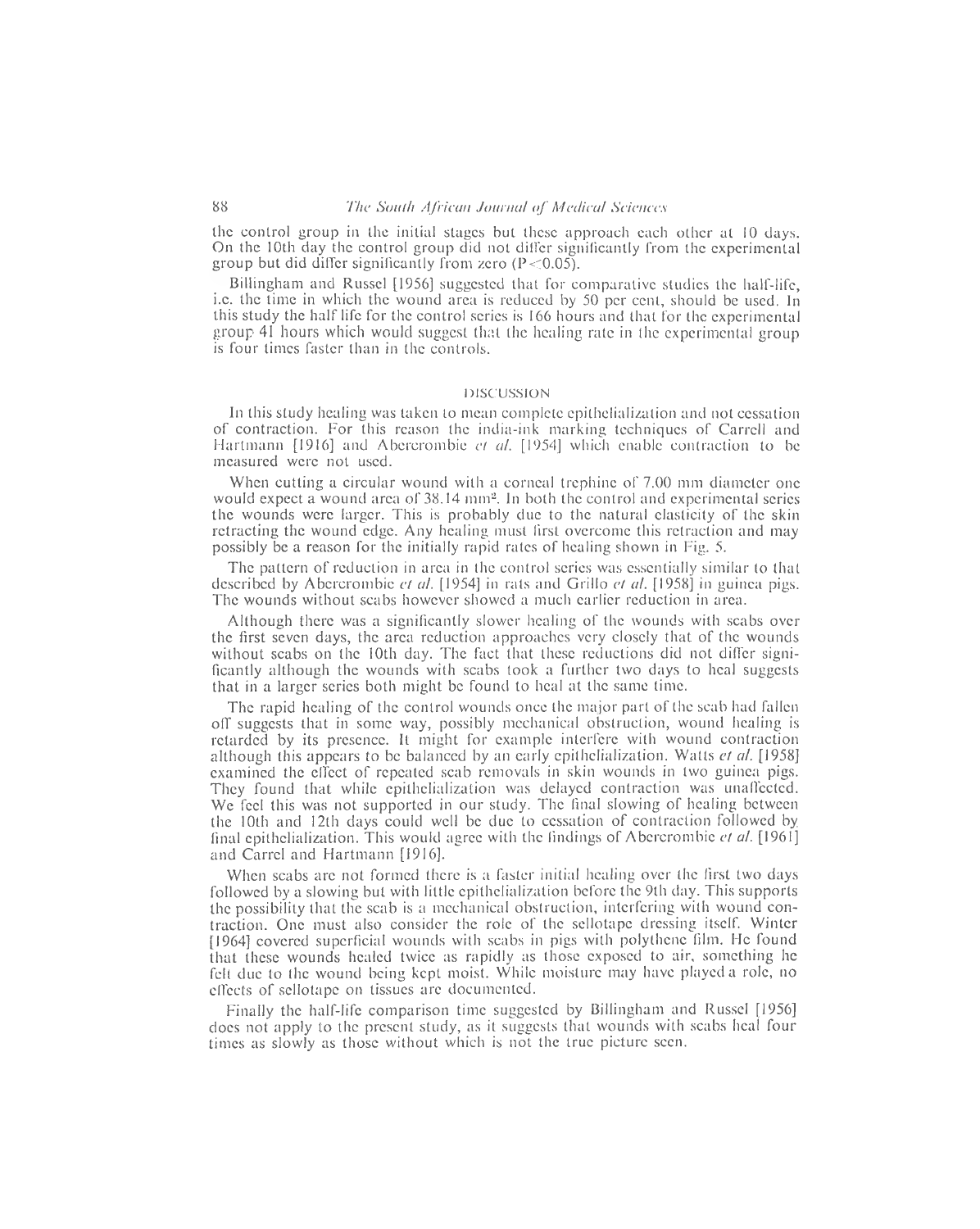the control group in the initial stages but these approach each other at 10 days. On the 10th day the control group did not differ significantly from the experimental group but did differ significantly from zero ($P < 0.05$).

Billingham and Russel [1956] suggested that for comparative studies the half-life, i.e. the time in which the wound area is reduced by 50 per cent, should be used. In this study the half life for the control series is 166 hours and that for the experimental group 41 hours which would suggest that the healing rate in the experimental group is four times faster than in the controls.

## DISCUSSION

In this study healing was taken to mean complete epithelialization and not cessation of contraction. For this reason the india-ink marking techniques of Carrell and Hartmann [1916] and Abercrombie *et al.* [1954] which enable contraction to be measured were not used.

When cutting a circular wound with a corneal trephine of 7.00 mm diameter one would expect a wound area of 38.14 mm². In both the control and experimental series the wounds were larger. This is probably due to the natural elasticity of the skin retracting the wound edge. Any healing must first overcome this retraction and may possibly be a reason for the initially rapid rates of healing shown in Fig. 5.

The pattern of reduction in area in the control series was essentially similar to that described by Abercrombie *et al.* [1954] in rats and Grillo *et al.* [1958] in guinea pigs. The wounds without scabs however showed a much earlier reduction in area.

Although there was a significantly slower healing of the wounds with scabs over the first seven days, the area reduction approaches very closely that of the wounds without scabs on the 10th day. The fact that these reductions did not differ significantly although the wounds with scabs took a further two days to heal suggests that in a larger series both might be found to heal at the same time.

The rapid healing of the control wounds once the major part of the scab had fallen off suggests that in some way, possibly mechanical obstruction, wound healing is retarded by its presence. It might for example interfere with wound contraction although this appears to be balanced by an early epithelialization. Watts *et al.* [1958] examined the effect of repeated scab removals in skin wounds in two guinea pigs. They found that while epithelialization was delayed contraction was unaffected. We feel this was not supported in our study. The final slowing of healing between the 10th and 12th days could well be due to cessation of contraction followed by final epithelialization. This would agree with the findings of Abercrombie *et al.* [1961] and Carrel and Hartmann [1916].

When scabs are not formed there is a faster initial healing over the first two days followed by a slowing but with little epithelialization before the 9th day. This supports the possibility that the scab is a mechanical obstruction, interfering with wound contraction. One must also consider the role of the sellotape dressing itself. Winter [1964] covered superficial wounds with scabs in pigs with polythene film. He found that these wounds healed twice as rapidly as those exposed to air, something he felt due to the wound being kept moist. While moisture may have played a role, no effects of sellotape on tissues are documented.

Finally the half-life comparison time suggested by Billingham and Russel [1956] does not apply to the present study, as it suggests that wounds with scabs heal four times as slowly as those without which is not the true picture seen.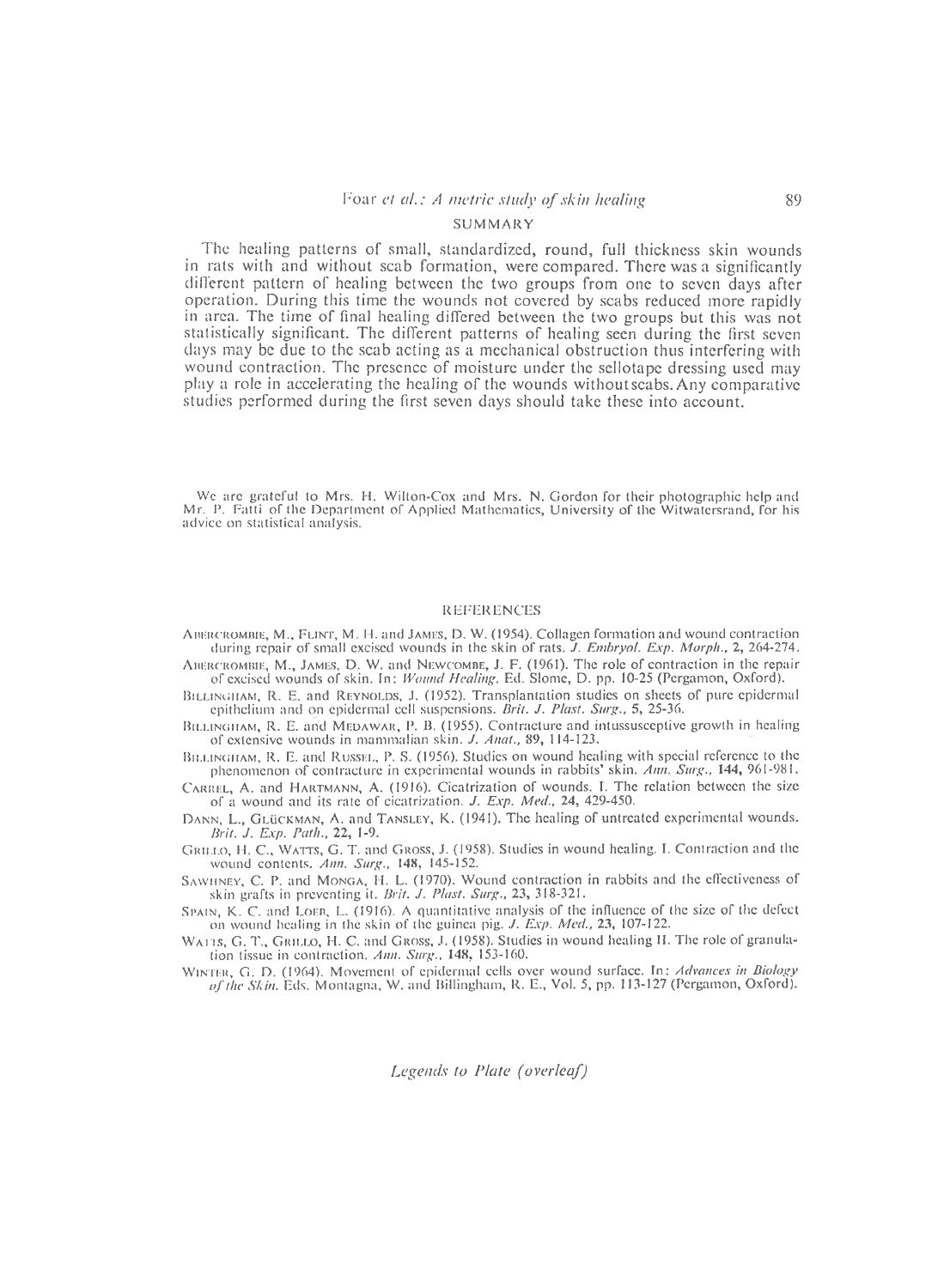## SUMMARY

The healing patterns of small, standardized, round, full thickness skin wounds in rats with and without scab formation, were compared. There was a significantly different pattern of healing between the two groups from one to seven days after operation. During this time the wounds not covered by scabs reduced more rapidly in area. The time of final healing differed between the two groups but this was not statistically significant. The different patterns of healing seen during the first seven days may be due to the scab acting as a mechanical obstruction thus interfering with wound contraction. The presence of moisture under the sellotape dressing used may play a role in accelerating the healing of the wounds without scabs. Any comparative studies performed during the first seven days should take these into account.

We are grateful to Mrs. H. Wilton-Cox and Mrs. N. Gordon for their photographic help and Mr. P. Fatti of the Department of Applied Mathematics, University of the Witwatersrand, for his advice on statistical analysis.

## REFERENCES

ABERCROMBIE, M., FLINT, M. H. and JAMES, D. W. (1954). Collagen formation and wound contraction during repair of small excised wounds in the skin of rats. *J. Embryol. Exp. Morph.*, **2**, 264-274.

ABERCROMBIE, M., JAMES, D. W. and NEWCOMBE, J. F. (1961). The role of contraction in the repair of excised wounds of skin. In: *Wound Healing*. Ed. Slome, D. pp. 10-25 (Pergamon, Oxford).

BILLINGHAM, R. E. and REYNOLDS, J. (1952). Transplantation studies on sheets of pure epidermal epithelium and on epidermal cell suspensions. *Brit. J. Plast. Surg.*, **5**, 25-36.

BILLINGHAM, R. E. and MEDAWAR, P. B. (1955). Contracture and intussusceptive growth in healing of extensive wounds in mammalian skin. *J. Anat.*, **89**, 114-123.

BILLINGHAM, R. E. and RUSSEL, P. S. (1956). Studies on wound healing with special reference to the phenomenon of contracture in experimental wounds in rabbits' skin. *Ann. Surg.*, **144**, 961-981.

CARREL, A. and HARTMANN, A. (1916). Cicatrization of wounds. I. The relation between the size of a wound and its rate of cicatrization. *J. Exp. Med.*, **24**, 429-450.

DANN, L., GLÜCKMAN, A. and TANSLEY, K. (1941). The healing of untreated experimental wounds. *Brit. J. Exp. Path.*, **22**, 1-9.

GRILLO, H. C., WATTS, G. T. and GROSS, J. (1958). Studies in wound healing. I. Contraction and the wound contents. *Ann. Surg.*, **148**, 145-152.

SAWHNEY, C. P. and MONGA, H. L. (1970). Wound contraction in rabbits and the effectiveness of skin grafts in preventing it. *Brit. J. Plast. Surg.*, **23**, 318-321.

SPAIN, K. C. and LOEB, L. (1916). A quantitative analysis of the influence of the size of the defect on wound healing in the skin of the guinea pig. *J. Exp. Med.*, **23**, 107-122.

WATTS, G. T., GRILLO, H. C. and GROSS, J. (1958). Studies in wound healing II. The role of granulation tissue in contraction. *Ann. Surg.*, **148**, 153-160.

WINTER, G. D. (1964). Movement of epidermal cells over wound surface. In: *Advances in Biology of the Skin*. Eds. Montagna, W. and Billingham, R. E., Vol. 5, pp. 113-127 (Pergamon, Oxford).

*Legends to Plate (overleaf)*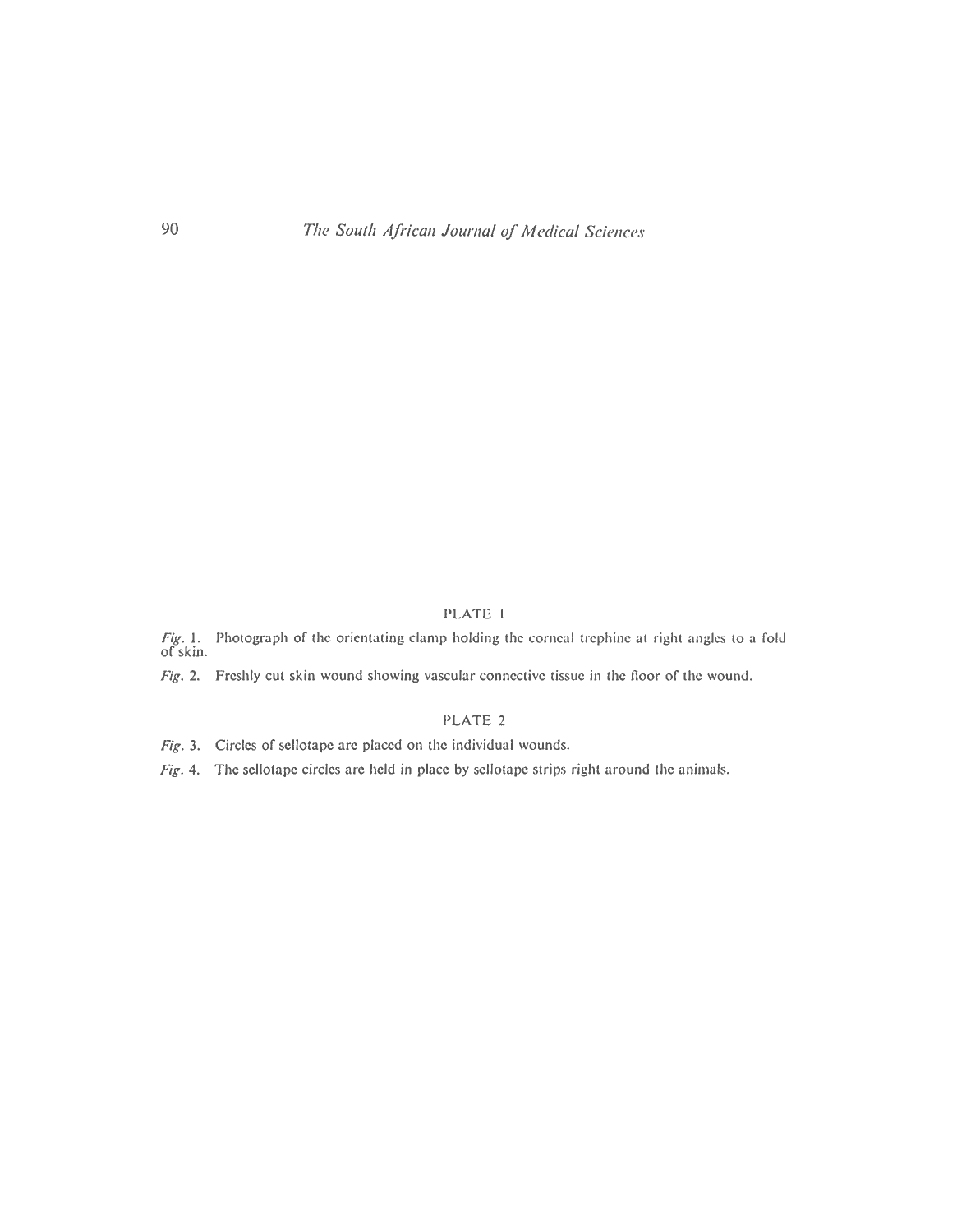PLATE 1

*Fig*. 1. Photograph of the orientating clamp holding the corneal trephine at right angles to a fold of skin.

*Fig*. 2. Freshly cut skin wound showing vascular connective tissue in the floor of the wound.

PLATE 2

*Fig*. 3. Circles of sellotape are placed on the individual wounds.

*Fig*. 4. The sellotape circles are held in place by sellotape strips right around the animals.